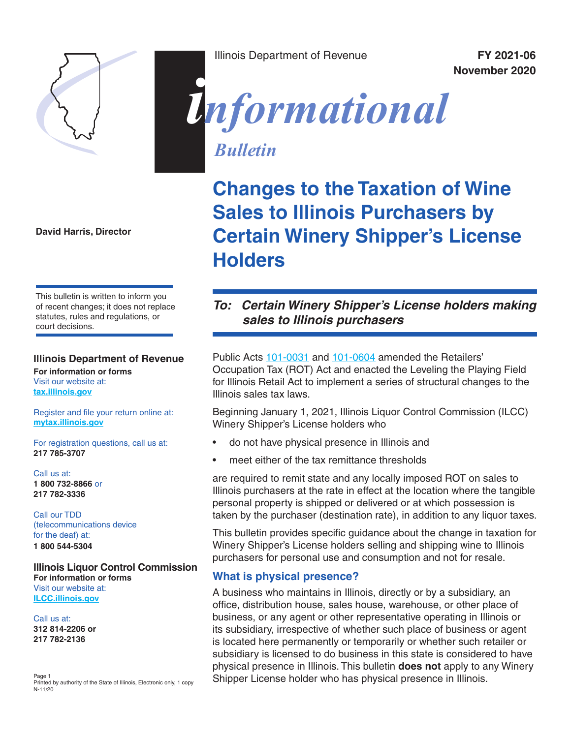Illinois Department of Revenue

**FY 2021-06**
**November 2020**

# *informational Bulletin*

# Changes to the Taxation of Wine Sales to Illinois Purchasers by Certain Winery Shipper's License Holders

**David Harris, Director**

This bulletin is written to inform you of recent changes; it does not replace statutes, rules and regulations, or court decisions.

**Illinois Department of Revenue**
**For information or forms**
Visit our website at:
**tax.illinois.gov**

Register and file your return online at:
**mytax.illinois.gov**

For registration questions, call us at:
**217 785-3707**

Call us at:
**1 800 732-8866** or
**217 782-3336**

Call our TDD (telecommunications device for the deaf) at:
**1 800 544-5304**

**Illinois Liquor Control Commission**
**For information or forms**
Visit our website at:
**ILCC.illinois.gov**

Call us at:
**312 814-2206 or**
**217 782-2136**

Printed by authority of the State of Illinois, Electronic only, 1 copy
N-11/20

## *To: Certain Winery Shipper's License holders making sales to Illinois purchasers*

Public Acts 101-0031 and 101-0604 amended the Retailers' Occupation Tax (ROT) Act and enacted the Leveling the Playing Field for Illinois Retail Act to implement a series of structural changes to the Illinois sales tax laws.

Beginning January 1, 2021, Illinois Liquor Control Commission (ILCC) Winery Shipper's License holders who

- do not have physical presence in Illinois and
- meet either of the tax remittance thresholds

are required to remit state and any locally imposed ROT on sales to Illinois purchasers at the rate in effect at the location where the tangible personal property is shipped or delivered or at which possession is taken by the purchaser (destination rate), in addition to any liquor taxes.

This bulletin provides specific guidance about the change in taxation for Winery Shipper's License holders selling and shipping wine to Illinois purchasers for personal use and consumption and not for resale.

### What is physical presence?

A business who maintains in Illinois, directly or by a subsidiary, an office, distribution house, sales house, warehouse, or other place of business, or any agent or other representative operating in Illinois or its subsidiary, irrespective of whether such place of business or agent is located here permanently or temporarily or whether such retailer or subsidiary is licensed to do business in this state is considered to have physical presence in Illinois. This bulletin **does not** apply to any Winery Shipper License holder who has physical presence in Illinois.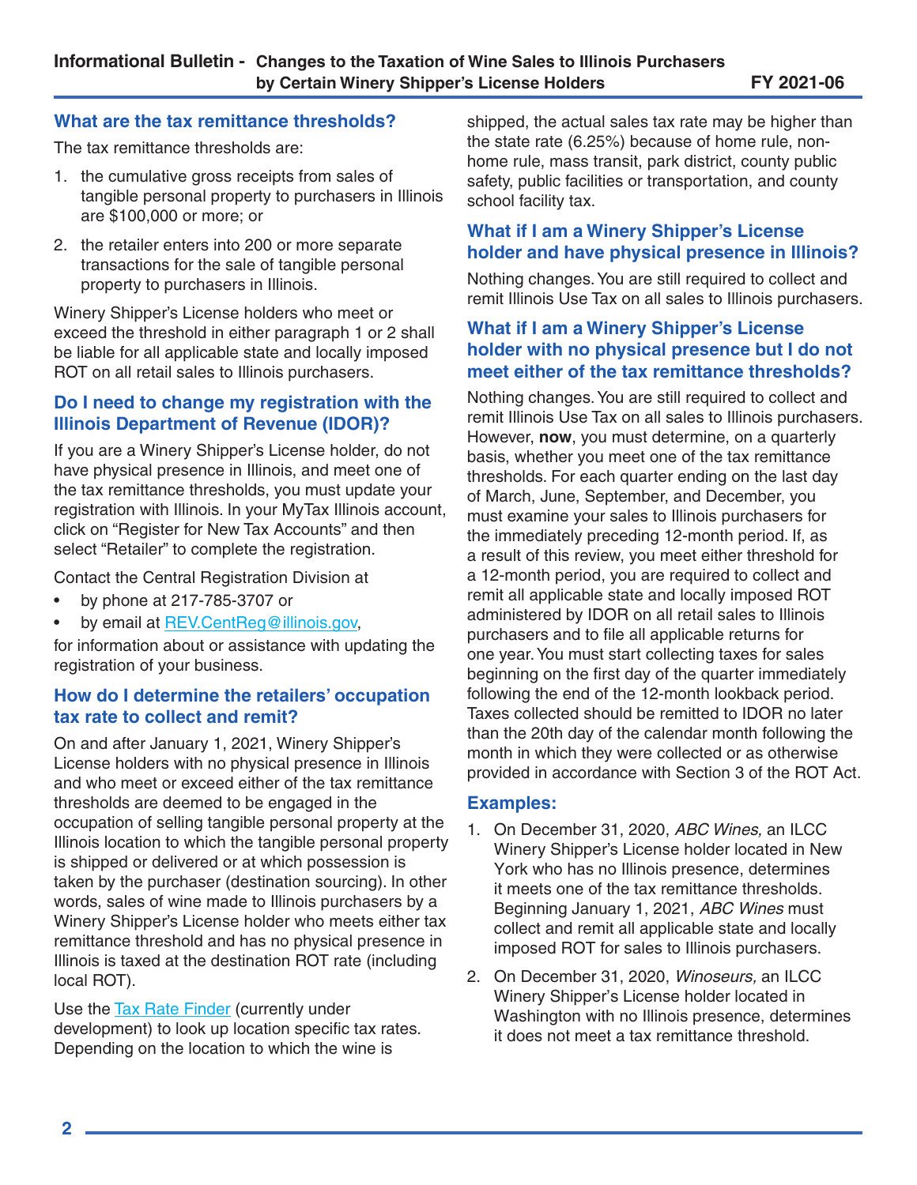## What are the tax remittance thresholds?

The tax remittance thresholds are:

1. the cumulative gross receipts from sales of tangible personal property to purchasers in Illinois are $100,000 or more; or
2. the retailer enters into 200 or more separate transactions for the sale of tangible personal property to purchasers in Illinois.

Winery Shipper's License holders who meet or exceed the threshold in either paragraph 1 or 2 shall be liable for all applicable state and locally imposed ROT on all retail sales to Illinois purchasers.

## Do I need to change my registration with the Illinois Department of Revenue (IDOR)?

If you are a Winery Shipper's License holder, do not have physical presence in Illinois, and meet one of the tax remittance thresholds, you must update your registration with Illinois. In your MyTax Illinois account, click on "Register for New Tax Accounts" and then select "Retailer" to complete the registration.

Contact the Central Registration Division at

- by phone at 217-785-3707 or
- by email at REV.CentReg@illinois.gov,

for information about or assistance with updating the registration of your business.

## How do I determine the retailers' occupation tax rate to collect and remit?

On and after January 1, 2021, Winery Shipper's License holders with no physical presence in Illinois and who meet or exceed either of the tax remittance thresholds are deemed to be engaged in the occupation of selling tangible personal property at the Illinois location to which the tangible personal property is shipped or delivered or at which possession is taken by the purchaser (destination sourcing). In other words, sales of wine made to Illinois purchasers by a Winery Shipper's License holder who meets either tax remittance threshold and has no physical presence in Illinois is taxed at the destination ROT rate (including local ROT).

Use the Tax Rate Finder (currently under development) to look up location specific tax rates. Depending on the location to which the wine is shipped, the actual sales tax rate may be higher than the state rate (6.25%) because of home rule, non-home rule, mass transit, park district, county public safety, public facilities or transportation, and county school facility tax.

## What if I am a Winery Shipper's License holder and have physical presence in Illinois?

Nothing changes. You are still required to collect and remit Illinois Use Tax on all sales to Illinois purchasers.

## What if I am a Winery Shipper's License holder with no physical presence but I do not meet either of the tax remittance thresholds?

Nothing changes. You are still required to collect and remit Illinois Use Tax on all sales to Illinois purchasers. However, **now**, you must determine, on a quarterly basis, whether you meet one of the tax remittance thresholds. For each quarter ending on the last day of March, June, September, and December, you must examine your sales to Illinois purchasers for the immediately preceding 12-month period. If, as a result of this review, you meet either threshold for a 12-month period, you are required to collect and remit all applicable state and locally imposed ROT administered by IDOR on all retail sales to Illinois purchasers and to file all applicable returns for one year. You must start collecting taxes for sales beginning on the first day of the quarter immediately following the end of the 12-month lookback period. Taxes collected should be remitted to IDOR no later than the 20th day of the calendar month following the month in which they were collected or as otherwise provided in accordance with Section 3 of the ROT Act.

## Examples:

1. On December 31, 2020, *ABC Wines,* an ILCC Winery Shipper's License holder located in New York who has no Illinois presence, determines it meets one of the tax remittance thresholds. Beginning January 1, 2021, *ABC Wines* must collect and remit all applicable state and locally imposed ROT for sales to Illinois purchasers.
2. On December 31, 2020, *Winoseurs,* an ILCC Winery Shipper's License holder located in Washington with no Illinois presence, determines it does not meet a tax remittance threshold.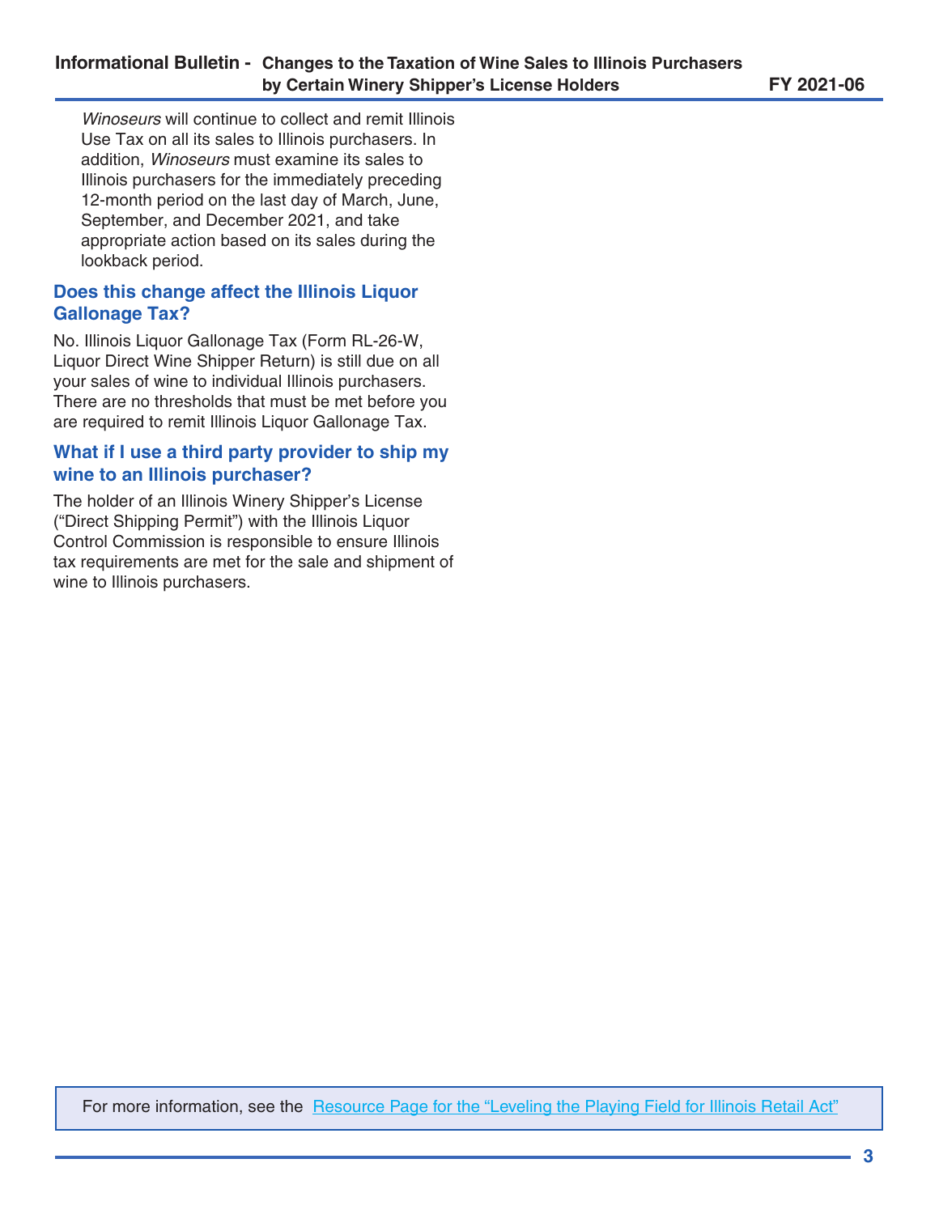*Winoseurs* will continue to collect and remit Illinois Use Tax on all its sales to Illinois purchasers. In addition, *Winoseurs* must examine its sales to Illinois purchasers for the immediately preceding 12-month period on the last day of March, June, September, and December 2021, and take appropriate action based on its sales during the lookback period.

## Does this change affect the Illinois Liquor Gallonage Tax?

No. Illinois Liquor Gallonage Tax (Form RL-26-W, Liquor Direct Wine Shipper Return) is still due on all your sales of wine to individual Illinois purchasers. There are no thresholds that must be met before you are required to remit Illinois Liquor Gallonage Tax.

## What if I use a third party provider to ship my wine to an Illinois purchaser?

The holder of an Illinois Winery Shipper's License ("Direct Shipping Permit") with the Illinois Liquor Control Commission is responsible to ensure Illinois tax requirements are met for the sale and shipment of wine to Illinois purchasers.

For more information, see the Resource Page for the "Leveling the Playing Field for Illinois Retail Act"